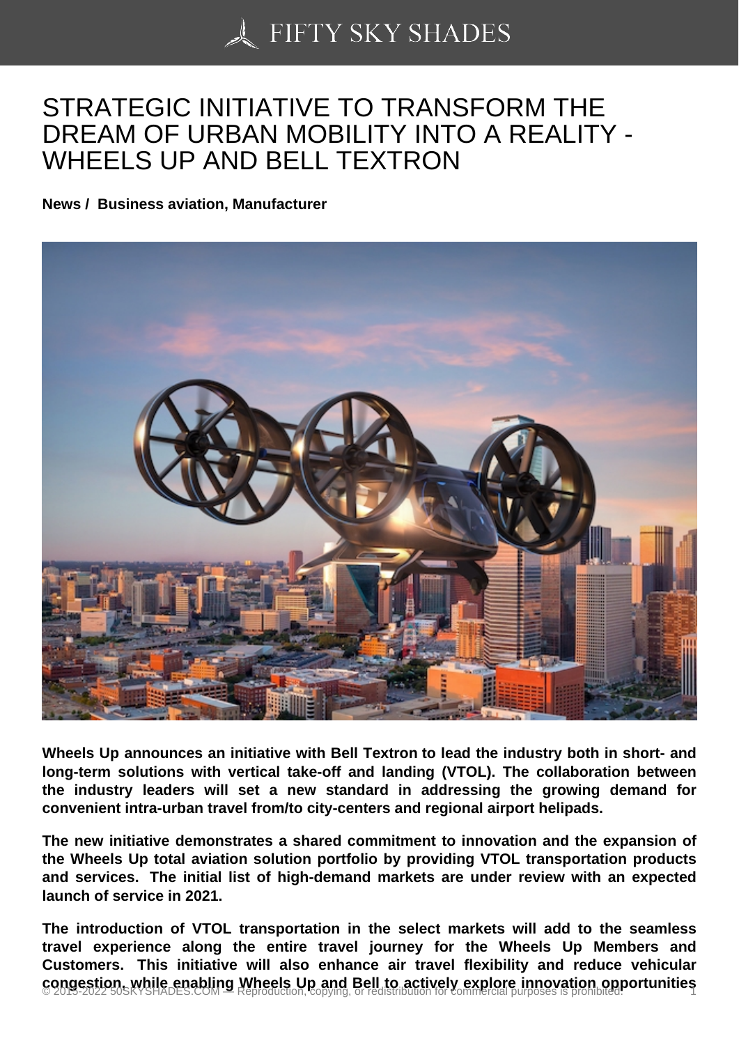# STRATEGIC INITIATIVE TO TRANSFORM THE DREAM OF URBAN MOBILITY INTO A REALITY - WHEELS UP AND BELL TEXTRON

**News / Business aviation, Manufacturer**

**Wheels Up announces an initiative with Bell Textron to lead the industry both in short- and long-term solutions with vertical take-off and landing (VTOL). The collaboration between the industry leaders will set a new standard in addressing the growing demand for convenient intra-urban travel from/to city-centers and regional airport helipads.**

**The new initiative demonstrates a shared commitment to innovation and the expansion of the Wheels Up total aviation solution portfolio by providing VTOL transportation products and services. The initial list of high-demand markets are under review with an expected launch of service in 2021.**

**The introduction of VTOL transportation in the select markets will add to the seamless travel experience along the entire travel journey for the Wheels Up Members and Customers. This initiative will also enhance air travel flexibility and reduce vehicular congestion, while enabling Wheels Up and Bell to actively explore innovation opportunities**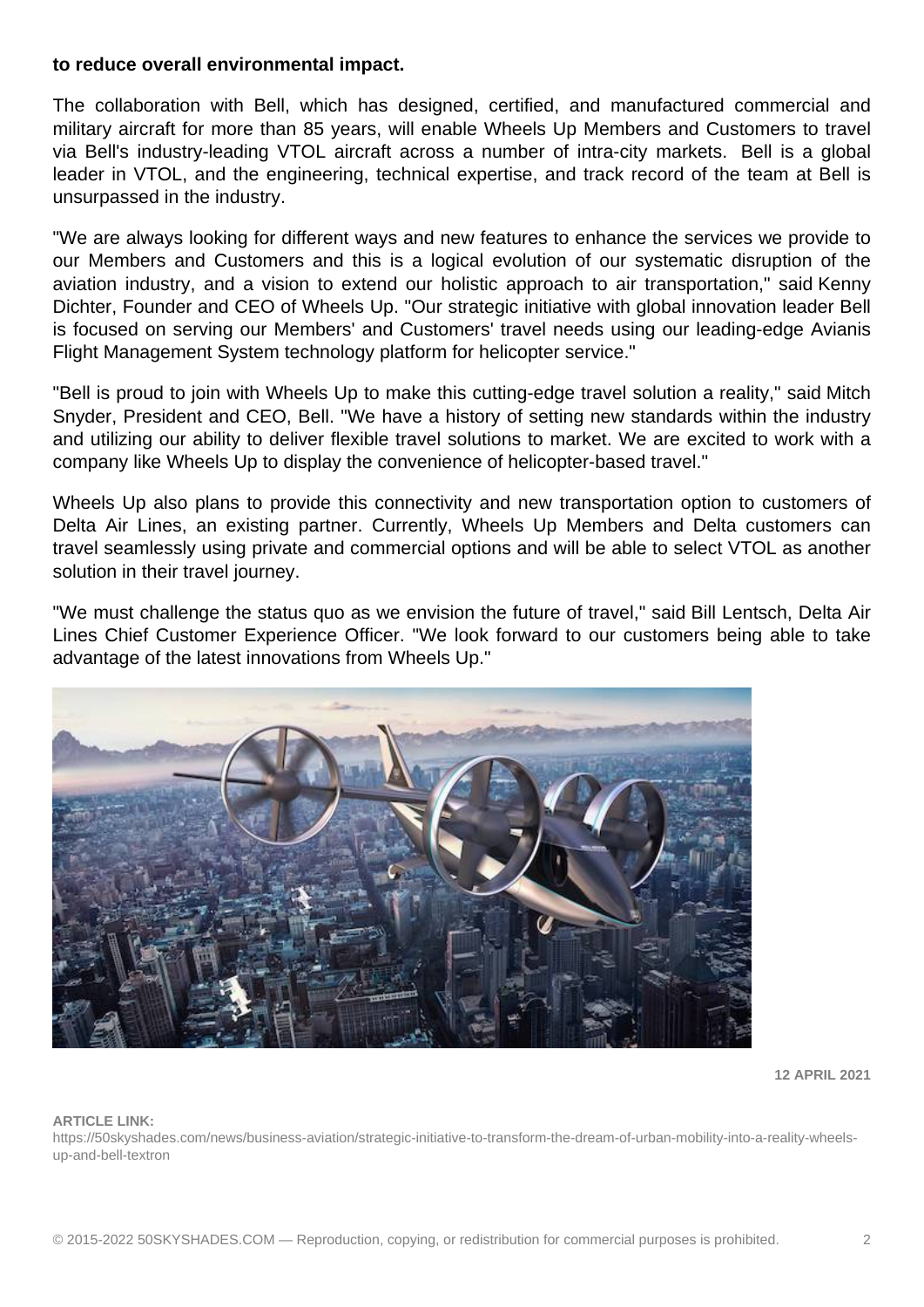**to reduce overall environmental impact.**

The collaboration with Bell, which has designed, certified, and manufactured commercial and military aircraft for more than 85 years, will enable Wheels Up Members and Customers to travel via Bell's industry-leading VTOL aircraft across a number of intra-city markets. Bell is a global leader in VTOL, and the engineering, technical expertise, and track record of the team at Bell is unsurpassed in the industry.

"We are always looking for different ways and new features to enhance the services we provide to our Members and Customers and this is a logical evolution of our systematic disruption of the aviation industry, and a vision to extend our holistic approach to air transportation," said Kenny Dichter, Founder and CEO of Wheels Up. "Our strategic initiative with global innovation leader Bell is focused on serving our Members' and Customers' travel needs using our leading-edge Avianis Flight Management System technology platform for helicopter service."

"Bell is proud to join with Wheels Up to make this cutting-edge travel solution a reality," said Mitch Snyder, President and CEO, Bell. "We have a history of setting new standards within the industry and utilizing our ability to deliver flexible travel solutions to market. We are excited to work with a company like Wheels Up to display the convenience of helicopter-based travel."

Wheels Up also plans to provide this connectivity and new transportation option to customers of Delta Air Lines, an existing partner. Currently, Wheels Up Members and Delta customers can travel seamlessly using private and commercial options and will be able to select VTOL as another solution in their travel journey.

"We must challenge the status quo as we envision the future of travel," said Bill Lentsch, Delta Air Lines Chief Customer Experience Officer. "We look forward to our customers being able to take advantage of the latest innovations from Wheels Up."

**12 APRIL 2021**

**ARTICLE LINK:**
https://50skyshades.com/news/business-aviation/strategic-initiative-to-transform-the-dream-of-urban-mobility-into-a-reality-wheels-up-and-bell-textron